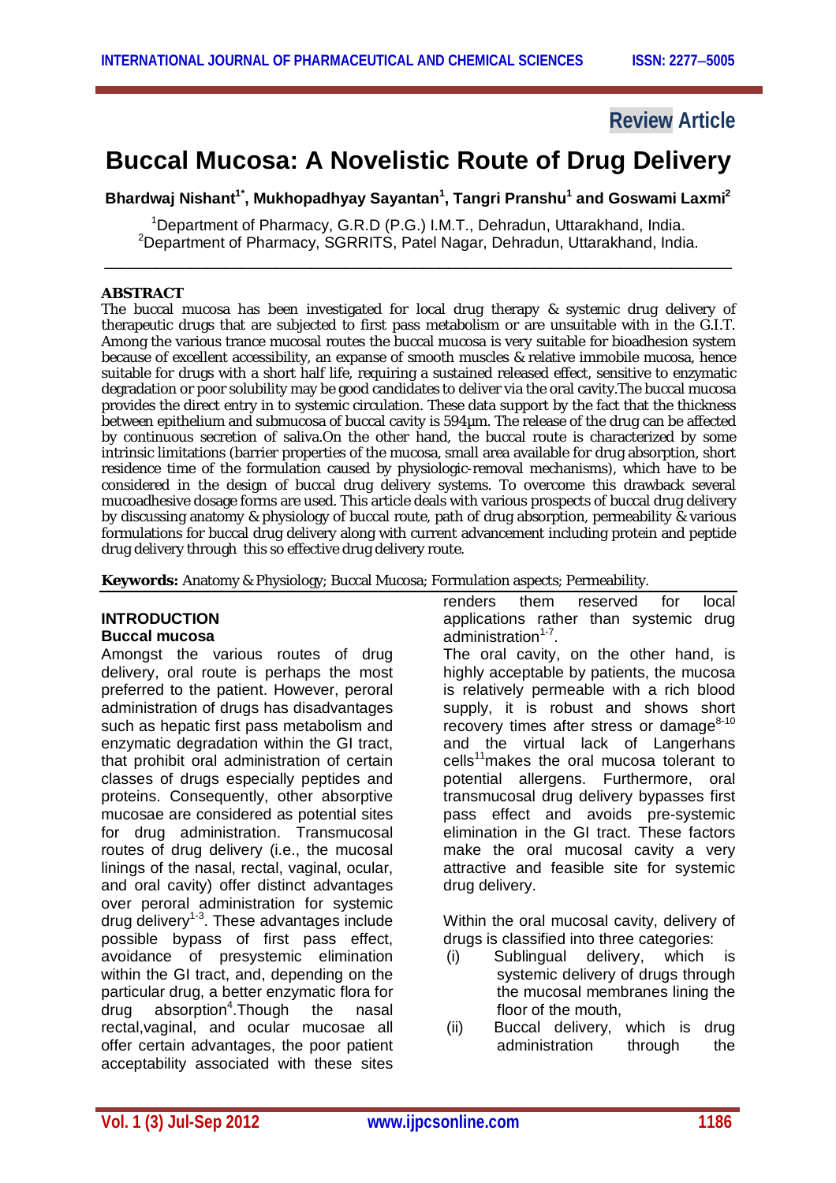Review Article

# Buccal Mucosa: A Novelistic Route of Drug Delivery

**Bhardwaj Nishant[1*], Mukhopadhyay Sayantan[1], Tangri Pranshu[1] and Goswami Laxmi[2]**

[1]Department of Pharmacy, G.R.D (P.G.) I.M.T., Dehradun, Uttarakhand, India.
[2]Department of Pharmacy, SGRRITS, Patel Nagar, Dehradun, Uttarakhand, India.

## ABSTRACT

The buccal mucosa has been investigated for local drug therapy & systemic drug delivery of therapeutic drugs that are subjected to first pass metabolism or are unsuitable with in the G.I.T. Among the various trance mucosal routes the buccal mucosa is very suitable for bioadhesion system because of excellent accessibility, an expanse of smooth muscles & relative immobile mucosa, hence suitable for drugs with a short half life, requiring a sustained released effect, sensitive to enzymatic degradation or poor solubility may be good candidates to deliver via the oral cavity.The buccal mucosa provides the direct entry in to systemic circulation. These data support by the fact that the thickness between epithelium and submucosa of buccal cavity is 594µm. The release of the drug can be affected by continuous secretion of saliva.On the other hand, the buccal route is characterized by some intrinsic limitations (barrier properties of the mucosa, small area available for drug absorption, short residence time of the formulation caused by physiologic-removal mechanisms), which have to be considered in the design of buccal drug delivery systems. To overcome this drawback several mucoadhesive dosage forms are used. This article deals with various prospects of buccal drug delivery by discussing anatomy & physiology of buccal route, path of drug absorption, permeability & various formulations for buccal drug delivery along with current advancement including protein and peptide drug delivery through this so effective drug delivery route.

**Keywords:** Anatomy & Physiology; Buccal Mucosa; Formulation aspects; Permeability.

## INTRODUCTION

### Buccal mucosa

Amongst the various routes of drug delivery, oral route is perhaps the most preferred to the patient. However, peroral administration of drugs has disadvantages such as hepatic first pass metabolism and enzymatic degradation within the GI tract, that prohibit oral administration of certain classes of drugs especially peptides and proteins. Consequently, other absorptive mucosae are considered as potential sites for drug administration. Transmucosal routes of drug delivery (i.e., the mucosal linings of the nasal, rectal, vaginal, ocular, and oral cavity) offer distinct advantages over peroral administration for systemic drug delivery[1-3]. These advantages include possible bypass of first pass effect, avoidance of presystemic elimination within the GI tract, and, depending on the particular drug, a better enzymatic flora for drug absorption[4].Though the nasal rectal,vaginal, and ocular mucosae all offer certain advantages, the poor patient acceptability associated with these sites renders them reserved for local applications rather than systemic drug administration[1-7].

The oral cavity, on the other hand, is highly acceptable by patients, the mucosa is relatively permeable with a rich blood supply, it is robust and shows short recovery times after stress or damage[8-10] and the virtual lack of Langerhans cells[11]makes the oral mucosa tolerant to potential allergens. Furthermore, oral transmucosal drug delivery bypasses first pass effect and avoids pre-systemic elimination in the GI tract. These factors make the oral mucosal cavity a very attractive and feasible site for systemic drug delivery.

Within the oral mucosal cavity, delivery of drugs is classified into three categories:

(i) Sublingual delivery, which is systemic delivery of drugs through the mucosal membranes lining the floor of the mouth,
(ii) Buccal delivery, which is drug administration through the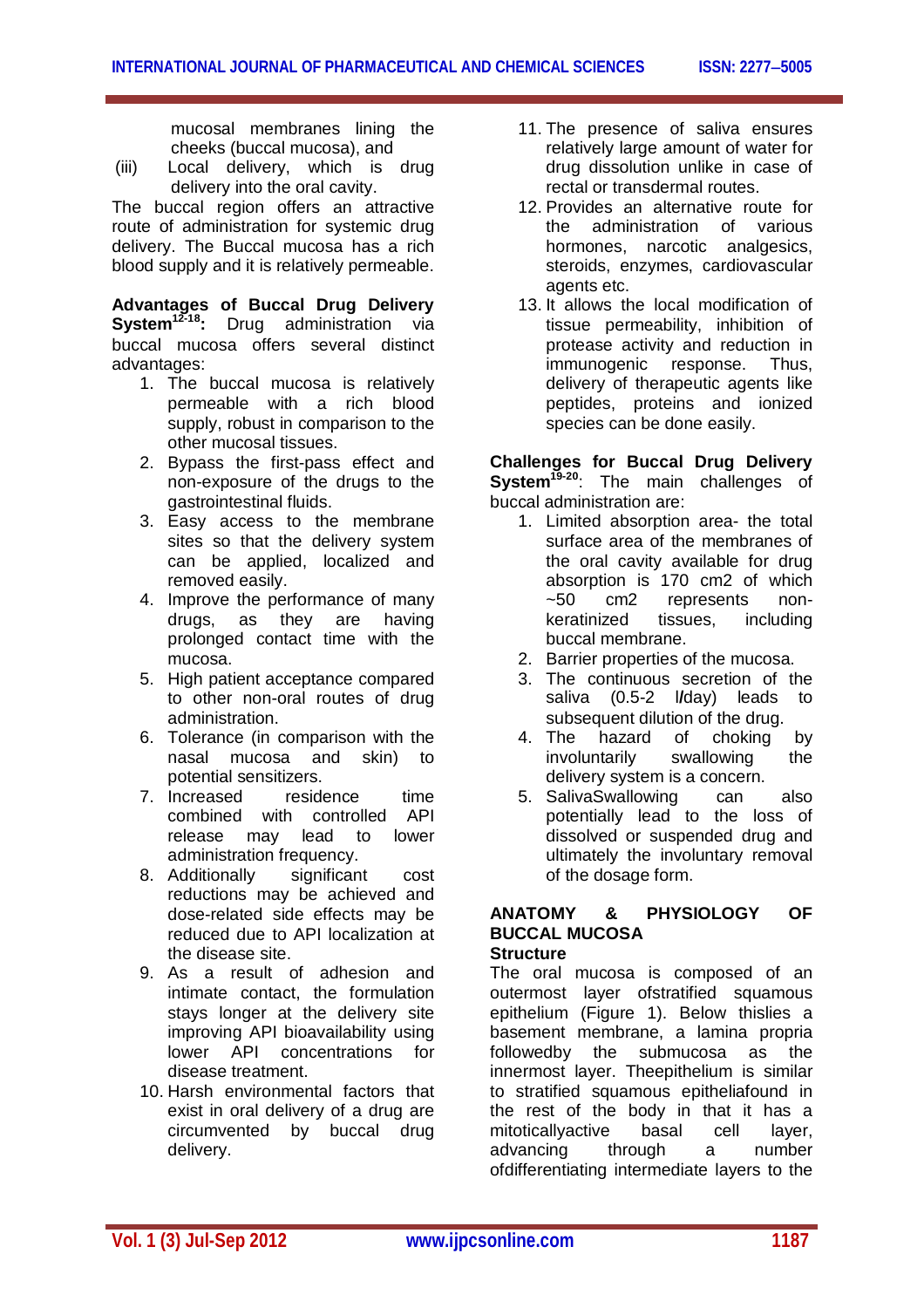mucosal membranes lining the cheeks (buccal mucosa), and

(iii) Local delivery, which is drug delivery into the oral cavity.

The buccal region offers an attractive route of administration for systemic drug delivery. The Buccal mucosa has a rich blood supply and it is relatively permeable.

**Advantages of Buccal Drug Delivery System[12-18]:** Drug administration via buccal mucosa offers several distinct advantages:

1. The buccal mucosa is relatively permeable with a rich blood supply, robust in comparison to the other mucosal tissues.
2. Bypass the first-pass effect and non-exposure of the drugs to the gastrointestinal fluids.
3. Easy access to the membrane sites so that the delivery system can be applied, localized and removed easily.
4. Improve the performance of many drugs, as they are having prolonged contact time with the mucosa.
5. High patient acceptance compared to other non-oral routes of drug administration.
6. Tolerance (in comparison with the nasal mucosa and skin) to potential sensitizers.
7. Increased residence time combined with controlled API release may lead to lower administration frequency.
8. Additionally significant cost reductions may be achieved and dose-related side effects may be reduced due to API localization at the disease site.
9. As a result of adhesion and intimate contact, the formulation stays longer at the delivery site improving API bioavailability using lower API concentrations for disease treatment.
10. Harsh environmental factors that exist in oral delivery of a drug are circumvented by buccal drug delivery.
11. The presence of saliva ensures relatively large amount of water for drug dissolution unlike in case of rectal or transdermal routes.
12. Provides an alternative route for the administration of various hormones, narcotic analgesics, steroids, enzymes, cardiovascular agents etc.
13. It allows the local modification of tissue permeability, inhibition of protease activity and reduction in immunogenic response. Thus, delivery of therapeutic agents like peptides, proteins and ionized species can be done easily.

**Challenges for Buccal Drug Delivery System[19-20]**: The main challenges of buccal administration are:

1. Limited absorption area- the total surface area of the membranes of the oral cavity available for drug absorption is 170 cm2 of which ~50 cm2 represents non-keratinized tissues, including buccal membrane.
2. Barrier properties of the mucosa.
3. The continuous secretion of the saliva (0.5-2 l/day) leads to subsequent dilution of the drug.
4. The hazard of choking by involuntarily swallowing the delivery system is a concern.
5. SalivaSwallowing can also potentially lead to the loss of dissolved or suspended drug and ultimately the involuntary removal of the dosage form.

## ANATOMY & PHYSIOLOGY OF BUCCAL MUCOSA

### Structure

The oral mucosa is composed of an outermost layer ofstratified squamous epithelium (Figure 1). Below thislies a basement membrane, a lamina propria followedby the submucosa as the innermost layer. Theepithelium is similar to stratified squamous epitheliafound in the rest of the body in that it has a mitoticallyactive basal cell layer, advancing through a number ofdifferentiating intermediate layers to the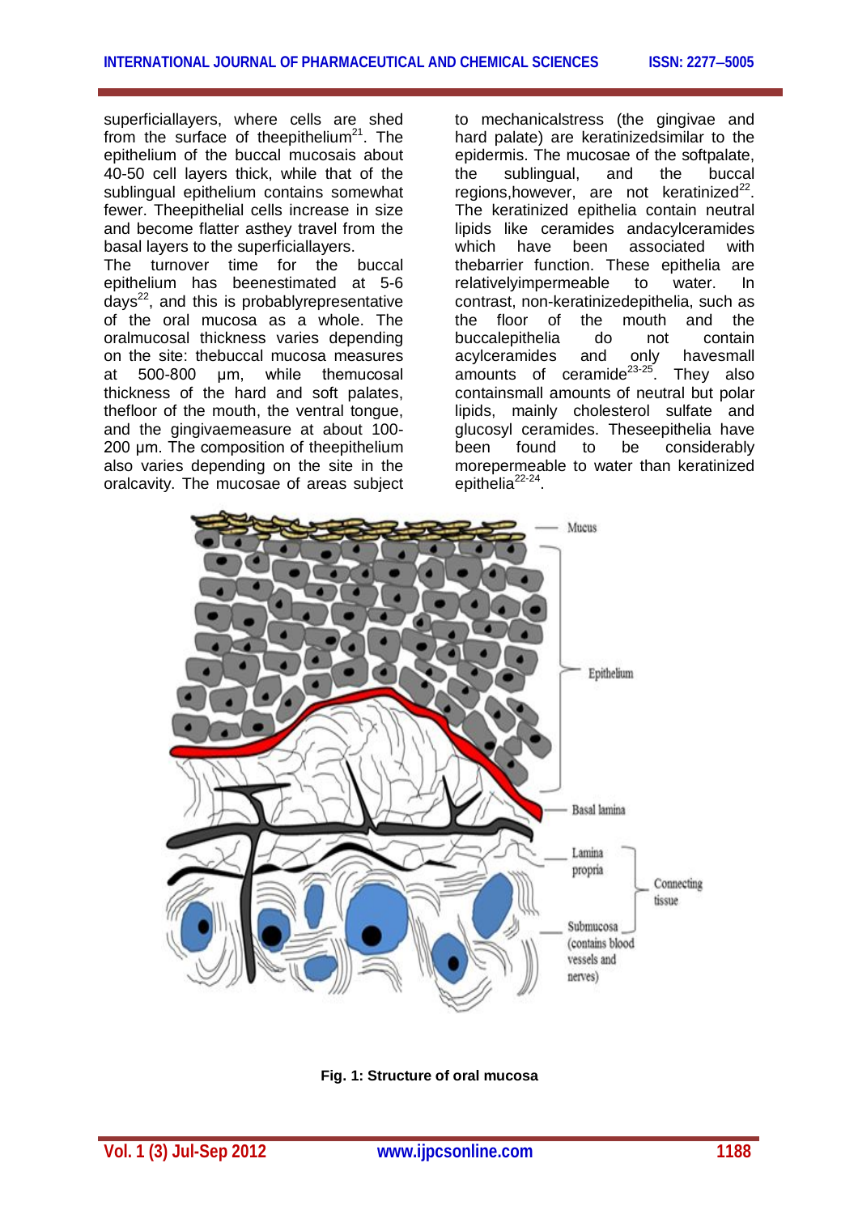superficiallayers, where cells are shed from the surface of theepithelium[21]. The epithelium of the buccal mucosais about 40-50 cell layers thick, while that of the sublingual epithelium contains somewhat fewer. Theepithelial cells increase in size and become flatter asthey travel from the basal layers to the superficiallayers.

The turnover time for the buccal epithelium has beenestimated at 5-6 days[22], and this is probablyrepresentative of the oral mucosa as a whole. The oralmucosal thickness varies depending on the site: thebuccal mucosa measures at 500-800 µm, while themucosal thickness of the hard and soft palates, thefloor of the mouth, the ventral tongue, and the gingivaemeasure at about 100-200 µm. The composition of theepithelium also varies depending on the site in the oralcavity. The mucosae of areas subject to mechanicalstress (the gingivae and hard palate) are keratinizedsimilar to the epidermis. The mucosae of the softpalate, the sublingual, and the buccal regions,however, are not keratinized[22]. The keratinized epithelia contain neutral lipids like ceramides andacylceramides which have been associated with thebarrier function. These epithelia are relativelyimpermeable to water. In contrast, non-keratinizedepithelia, such as the floor of the mouth and the buccalepithelia do not contain acylceramides and only havesmall amounts of ceramide[23-25]. They also containsmall amounts of neutral but polar lipids, mainly cholesterol sulfate and glucosyl ceramides. Theseepithelia have been found to be considerably morepermeable to water than keratinized epithelia[22-24].

**Fig. 1: Structure of oral mucosa**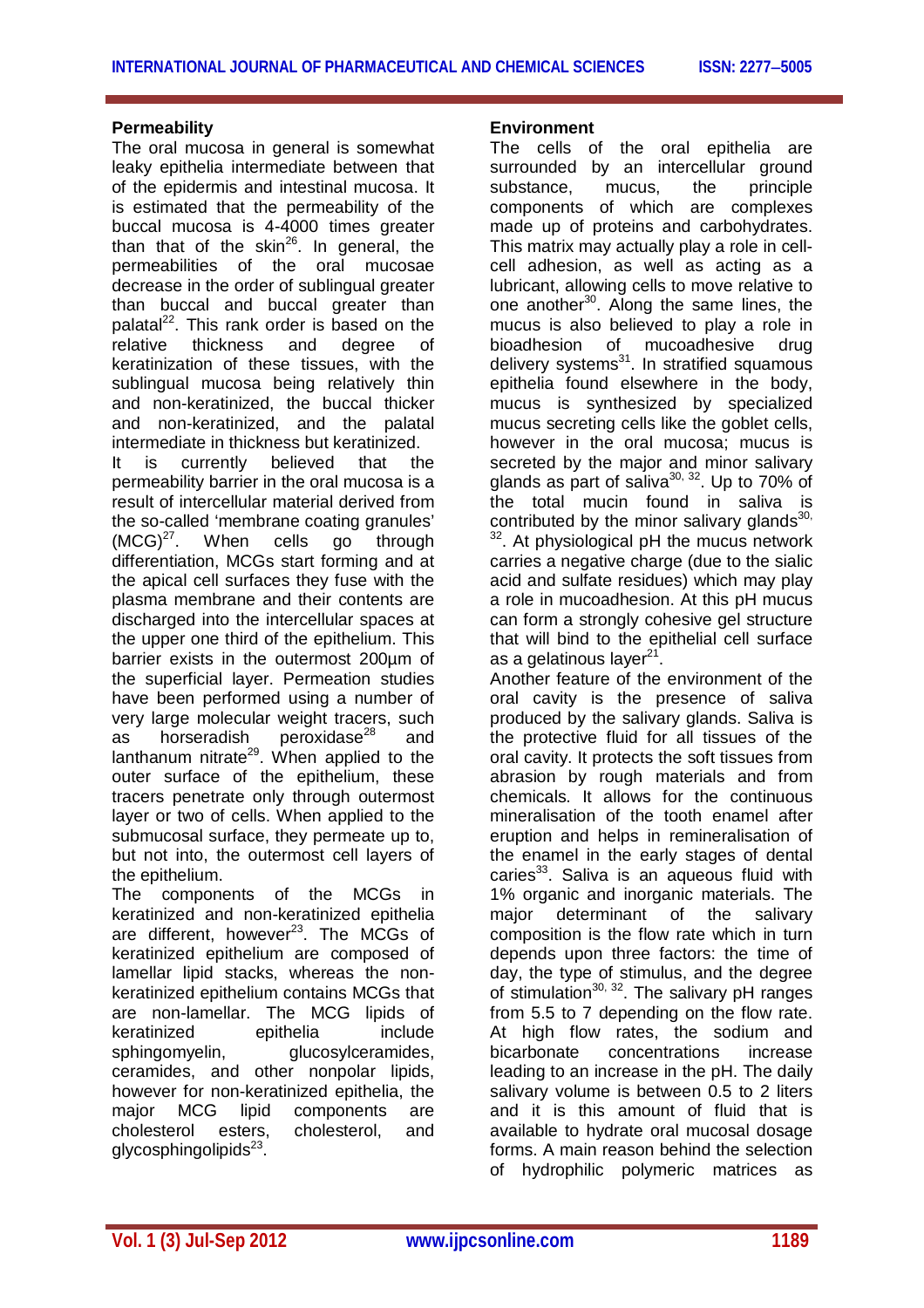**Permeability**

The oral mucosa in general is somewhat leaky epithelia intermediate between that of the epidermis and intestinal mucosa. It is estimated that the permeability of the buccal mucosa is 4-4000 times greater than that of the skin[26]. In general, the permeabilities of the oral mucosae decrease in the order of sublingual greater than buccal and buccal greater than palatal[22]. This rank order is based on the relative thickness and degree of keratinization of these tissues, with the sublingual mucosa being relatively thin and non-keratinized, the buccal thicker and non-keratinized, and the palatal intermediate in thickness but keratinized.

It is currently believed that the permeability barrier in the oral mucosa is a result of intercellular material derived from the so-called 'membrane coating granules' (MCG)[27]. When cells go through differentiation, MCGs start forming and at the apical cell surfaces they fuse with the plasma membrane and their contents are discharged into the intercellular spaces at the upper one third of the epithelium. This barrier exists in the outermost 200µm of the superficial layer. Permeation studies have been performed using a number of very large molecular weight tracers, such as horseradish peroxidase[28] and lanthanum nitrate[29]. When applied to the outer surface of the epithelium, these tracers penetrate only through outermost layer or two of cells. When applied to the submucosal surface, they permeate up to, but not into, the outermost cell layers of the epithelium.

The components of the MCGs in keratinized and non-keratinized epithelia are different, however[23]. The MCGs of keratinized epithelium are composed of lamellar lipid stacks, whereas the non-keratinized epithelium contains MCGs that are non-lamellar. The MCG lipids of keratinized epithelia include sphingomyelin, glucosylceramides, ceramides, and other nonpolar lipids, however for non-keratinized epithelia, the major MCG lipid components are cholesterol esters, cholesterol, and glycosphingolipids[23].

**Environment**

The cells of the oral epithelia are surrounded by an intercellular ground substance, mucus, the principle components of which are complexes made up of proteins and carbohydrates. This matrix may actually play a role in cell-cell adhesion, as well as acting as a lubricant, allowing cells to move relative to one another[30]. Along the same lines, the mucus is also believed to play a role in bioadhesion of mucoadhesive drug delivery systems[31]. In stratified squamous epithelia found elsewhere in the body, mucus is synthesized by specialized mucus secreting cells like the goblet cells, however in the oral mucosa; mucus is secreted by the major and minor salivary glands as part of saliva[30, 32]. Up to 70% of the total mucin found in saliva is contributed by the minor salivary glands[30, 32]. At physiological pH the mucus network carries a negative charge (due to the sialic acid and sulfate residues) which may play a role in mucoadhesion. At this pH mucus can form a strongly cohesive gel structure that will bind to the epithelial cell surface as a gelatinous layer[21].

Another feature of the environment of the oral cavity is the presence of saliva produced by the salivary glands. Saliva is the protective fluid for all tissues of the oral cavity. It protects the soft tissues from abrasion by rough materials and from chemicals. It allows for the continuous mineralisation of the tooth enamel after eruption and helps in remineralisation of the enamel in the early stages of dental caries[33]. Saliva is an aqueous fluid with 1% organic and inorganic materials. The major determinant of the salivary composition is the flow rate which in turn depends upon three factors: the time of day, the type of stimulus, and the degree of stimulation[30, 32]. The salivary pH ranges from 5.5 to 7 depending on the flow rate. At high flow rates, the sodium and bicarbonate concentrations increase leading to an increase in the pH. The daily salivary volume is between 0.5 to 2 liters and it is this amount of fluid that is available to hydrate oral mucosal dosage forms. A main reason behind the selection of hydrophilic polymeric matrices as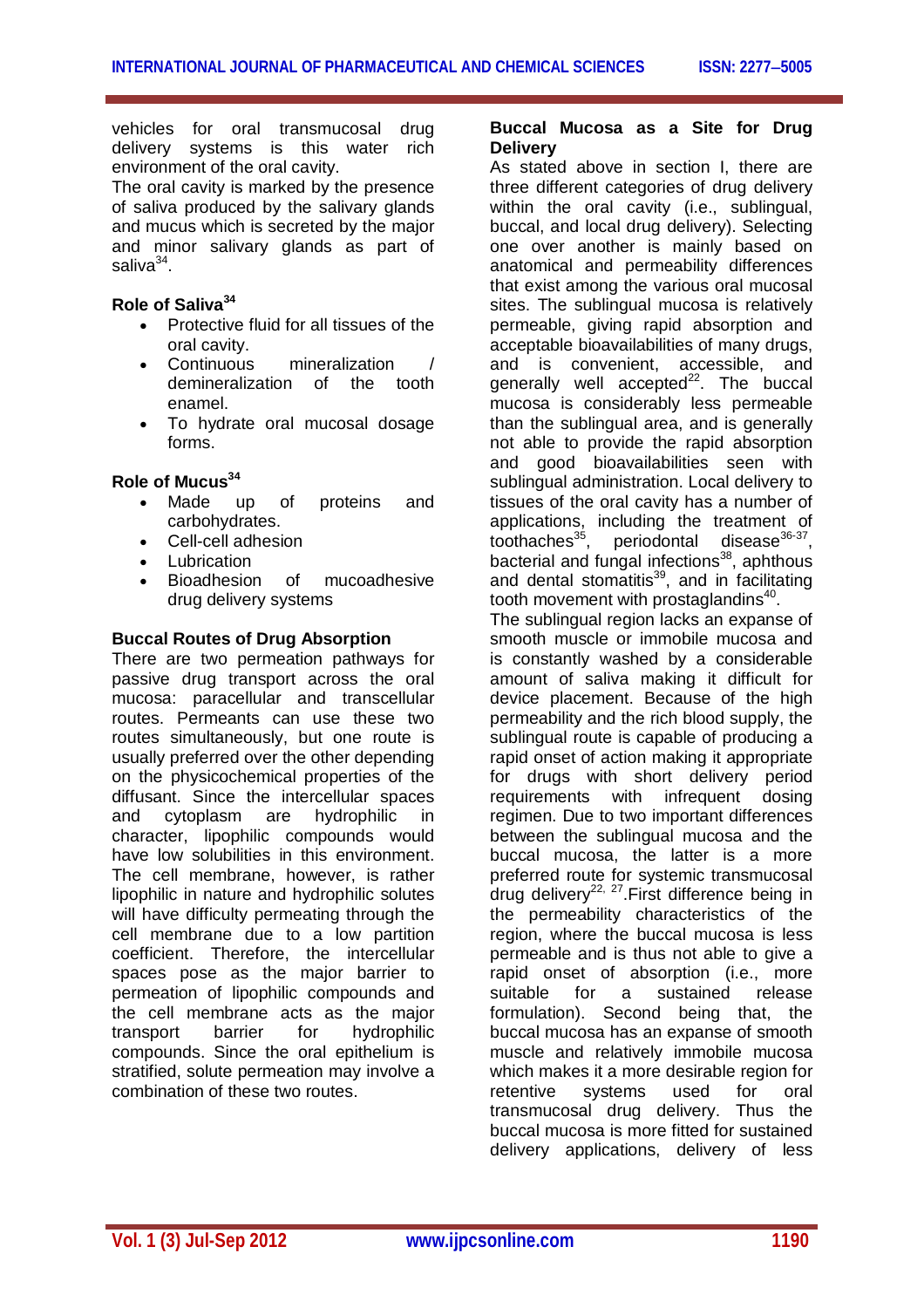vehicles for oral transmucosal drug delivery systems is this water rich environment of the oral cavity.

The oral cavity is marked by the presence of saliva produced by the salivary glands and mucus which is secreted by the major and minor salivary glands as part of saliva[34].

### Role of Saliva[34]

- Protective fluid for all tissues of the oral cavity.
- Continuous mineralization / demineralization of the tooth enamel.
- To hydrate oral mucosal dosage forms.

### Role of Mucus[34]

- Made up of proteins and carbohydrates.
- Cell-cell adhesion
- Lubrication
- Bioadhesion of mucoadhesive drug delivery systems

### Buccal Routes of Drug Absorption

There are two permeation pathways for passive drug transport across the oral mucosa: paracellular and transcellular routes. Permeants can use these two routes simultaneously, but one route is usually preferred over the other depending on the physicochemical properties of the diffusant. Since the intercellular spaces and cytoplasm are hydrophilic in character, lipophilic compounds would have low solubilities in this environment. The cell membrane, however, is rather lipophilic in nature and hydrophilic solutes will have difficulty permeating through the cell membrane due to a low partition coefficient. Therefore, the intercellular spaces pose as the major barrier to permeation of lipophilic compounds and the cell membrane acts as the major transport barrier for hydrophilic compounds. Since the oral epithelium is stratified, solute permeation may involve a combination of these two routes.

### Buccal Mucosa as a Site for Drug Delivery

As stated above in section I, there are three different categories of drug delivery within the oral cavity (i.e., sublingual, buccal, and local drug delivery). Selecting one over another is mainly based on anatomical and permeability differences that exist among the various oral mucosal sites. The sublingual mucosa is relatively permeable, giving rapid absorption and acceptable bioavailabilities of many drugs, and is convenient, accessible, and generally well accepted[22]. The buccal mucosa is considerably less permeable than the sublingual area, and is generally not able to provide the rapid absorption and good bioavailabilities seen with sublingual administration. Local delivery to tissues of the oral cavity has a number of applications, including the treatment of toothaches[35], periodontal disease[36-37], bacterial and fungal infections[38], aphthous and dental stomatitis[39], and in facilitating tooth movement with prostaglandins[40].

The sublingual region lacks an expanse of smooth muscle or immobile mucosa and is constantly washed by a considerable amount of saliva making it difficult for device placement. Because of the high permeability and the rich blood supply, the sublingual route is capable of producing a rapid onset of action making it appropriate for drugs with short delivery period requirements with infrequent dosing regimen. Due to two important differences between the sublingual mucosa and the buccal mucosa, the latter is a more preferred route for systemic transmucosal drug delivery[22, 27].First difference being in the permeability characteristics of the region, where the buccal mucosa is less permeable and is thus not able to give a rapid onset of absorption (i.e., more suitable for a sustained release formulation). Second being that, the buccal mucosa has an expanse of smooth muscle and relatively immobile mucosa which makes it a more desirable region for retentive systems used for oral transmucosal drug delivery. Thus the buccal mucosa is more fitted for sustained delivery applications, delivery of less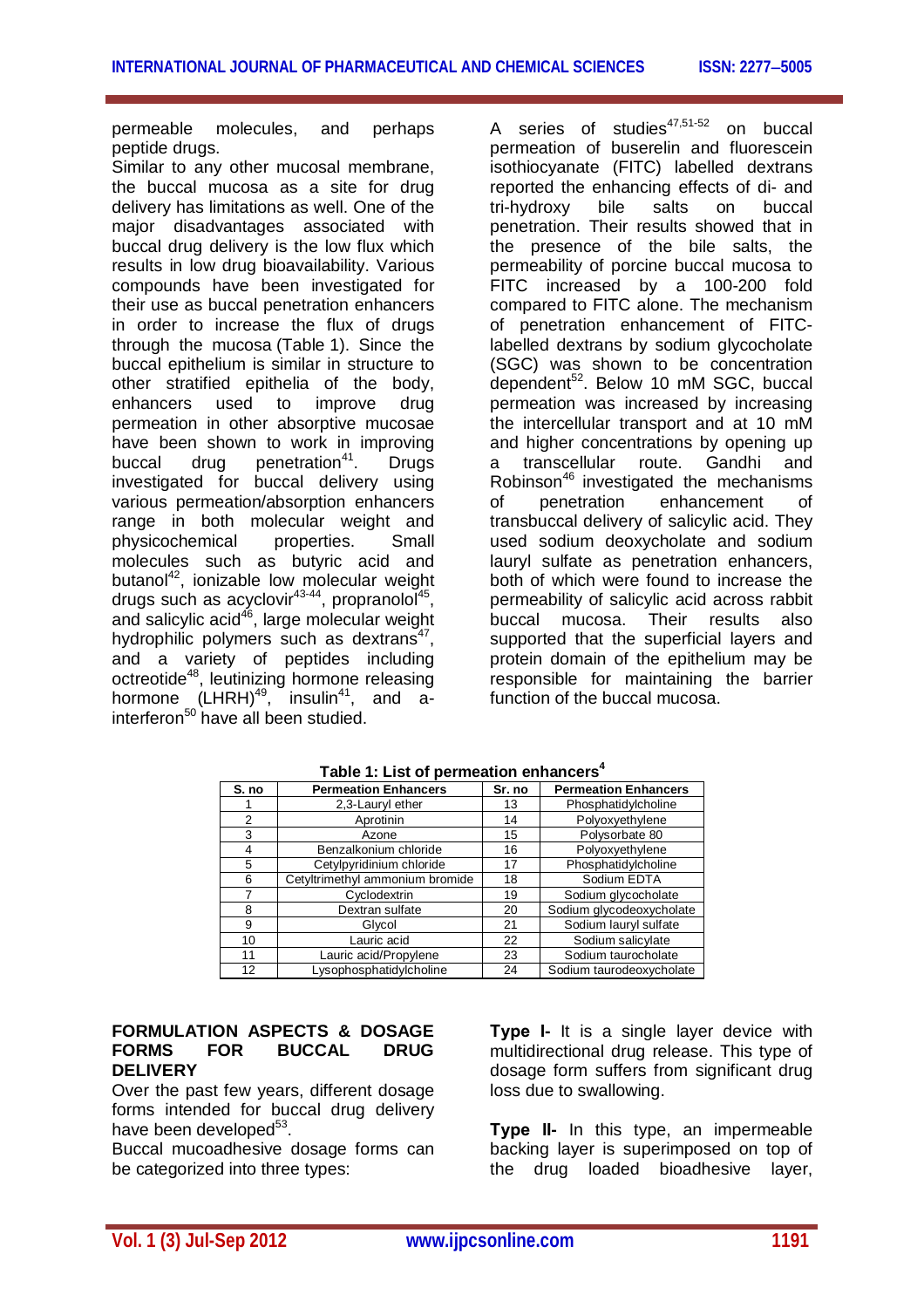permeable molecules, and perhaps peptide drugs.

Similar to any other mucosal membrane, the buccal mucosa as a site for drug delivery has limitations as well. One of the major disadvantages associated with buccal drug delivery is the low flux which results in low drug bioavailability. Various compounds have been investigated for their use as buccal penetration enhancers in order to increase the flux of drugs through the mucosa (Table 1). Since the buccal epithelium is similar in structure to other stratified epithelia of the body, enhancers used to improve drug permeation in other absorptive mucosae have been shown to work in improving buccal drug penetration[41]. Drugs investigated for buccal delivery using various permeation/absorption enhancers range in both molecular weight and physicochemical properties. Small molecules such as butyric acid and butanol[42], ionizable low molecular weight drugs such as acyclovir[43-44], propranolol[45], and salicylic acid[46], large molecular weight hydrophilic polymers such as dextrans[47], and a variety of peptides including octreotide[48], leutinizing hormone releasing hormone (LHRH)[49], insulin[41], and a-interferon[50] have all been studied.

A series of studies[47,51-52] on buccal permeation of buserelin and fluorescein isothiocyanate (FITC) labelled dextrans reported the enhancing effects of di- and tri-hydroxy bile salts on buccal penetration. Their results showed that in the presence of the bile salts, the permeability of porcine buccal mucosa to FITC increased by a 100-200 fold compared to FITC alone. The mechanism of penetration enhancement of FITC-labelled dextrans by sodium glycocholate (SGC) was shown to be concentration dependent[52]. Below 10 mM SGC, buccal permeation was increased by increasing the intercellular transport and at 10 mM and higher concentrations by opening up a transcellular route. Gandhi and Robinson[46] investigated the mechanisms of penetration enhancement of transbuccal delivery of salicylic acid. They used sodium deoxycholate and sodium lauryl sulfate as penetration enhancers, both of which were found to increase the permeability of salicylic acid across rabbit buccal mucosa. Their results also supported that the superficial layers and protein domain of the epithelium may be responsible for maintaining the barrier function of the buccal mucosa.

**Table 1: List of permeation enhancers[4]**

| S. no | Permeation Enhancers | Sr. no | Permeation Enhancers |
|---|---|---|---|
| 1 | 2,3-Lauryl ether | 13 | Phosphatidylcholine |
| 2 | Aprotinin | 14 | Polyoxyethylene |
| 3 | Azone | 15 | Polysorbate 80 |
| 4 | Benzalkonium chloride | 16 | Polyoxyethylene |
| 5 | Cetylpyridinium chloride | 17 | Phosphatidylcholine |
| 6 | Cetyltrimethyl ammonium bromide | 18 | Sodium EDTA |
| 7 | Cyclodextrin | 19 | Sodium glycocholate |
| 8 | Dextran sulfate | 20 | Sodium glycodeoxycholate |
| 9 | Glycol | 21 | Sodium lauryl sulfate |
| 10 | Lauric acid | 22 | Sodium salicylate |
| 11 | Lauric acid/Propylene | 23 | Sodium taurocholate |
| 12 | Lysophosphatidylcholine | 24 | Sodium taurodeoxycholate |

## FORMULATION ASPECTS & DOSAGE FORMS FOR BUCCAL DRUG DELIVERY

Over the past few years, different dosage forms intended for buccal drug delivery have been developed[53].

Buccal mucoadhesive dosage forms can be categorized into three types:

**Type I-** It is a single layer device with multidirectional drug release. This type of dosage form suffers from significant drug loss due to swallowing.

**Type II-** In this type, an impermeable backing layer is superimposed on top of the drug loaded bioadhesive layer,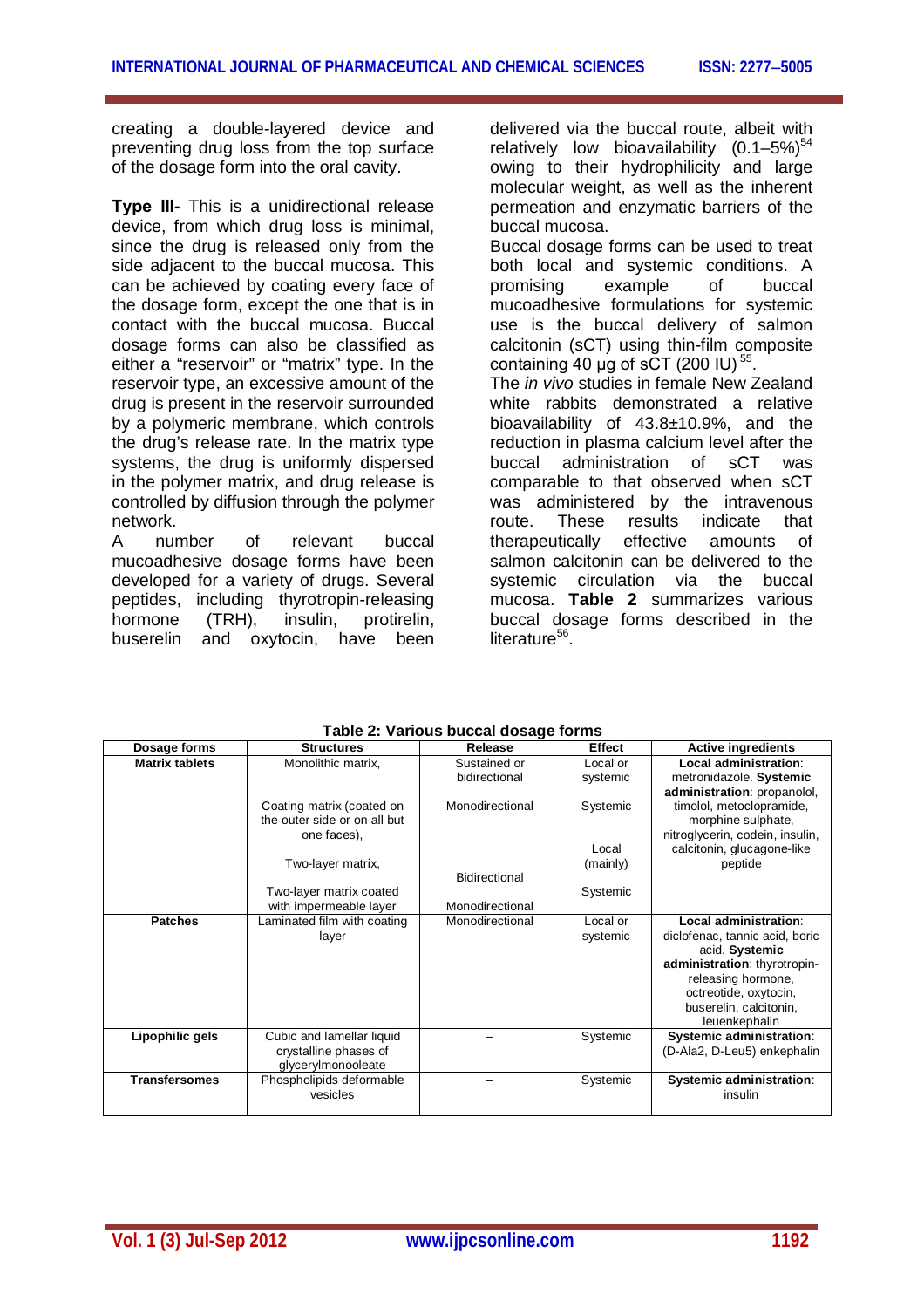creating a double-layered device and preventing drug loss from the top surface of the dosage form into the oral cavity.

**Type III-** This is a unidirectional release device, from which drug loss is minimal, since the drug is released only from the side adjacent to the buccal mucosa. This can be achieved by coating every face of the dosage form, except the one that is in contact with the buccal mucosa. Buccal dosage forms can also be classified as either a "reservoir" or "matrix" type. In the reservoir type, an excessive amount of the drug is present in the reservoir surrounded by a polymeric membrane, which controls the drug's release rate. In the matrix type systems, the drug is uniformly dispersed in the polymer matrix, and drug release is controlled by diffusion through the polymer network.

A number of relevant buccal mucoadhesive dosage forms have been developed for a variety of drugs. Several peptides, including thyrotropin-releasing hormone (TRH), insulin, protirelin, buserelin and oxytocin, have been delivered via the buccal route, albeit with relatively low bioavailability (0.1–5%)[54] owing to their hydrophilicity and large molecular weight, as well as the inherent permeation and enzymatic barriers of the buccal mucosa.

Buccal dosage forms can be used to treat both local and systemic conditions. A promising example of buccal mucoadhesive formulations for systemic use is the buccal delivery of salmon calcitonin (sCT) using thin-film composite containing 40 µg of sCT (200 IU)[55].

The *in vivo* studies in female New Zealand white rabbits demonstrated a relative bioavailability of 43.8±10.9%, and the reduction in plasma calcium level after the buccal administration of sCT was comparable to that observed when sCT was administered by the intravenous route. These results indicate that therapeutically effective amounts of salmon calcitonin can be delivered to the systemic circulation via the buccal mucosa. **Table 2** summarizes various buccal dosage forms described in the literature[56].

**Table 2: Various buccal dosage forms**

| Dosage forms | Structures | Release | Effect | Active ingredients |
|---|---|---|---|---|
| **Matrix tablets** | Monolithic matrix, | Sustained or bidirectional | Local or systemic | **Local administration**: metronidazole. **Systemic administration**: propanolol, timolol, metoclopramide, morphine sulphate, nitroglycerin, codein, insulin, calcitonin, glucagone-like peptide |
| | Coating matrix (coated on the outer side or on all but one faces), | Monodirectional | Systemic | |
| | Two-layer matrix, | Bidirectional | Local (mainly) | |
| | Two-layer matrix coated with impermeable layer | Monodirectional | Systemic | |
| **Patches** | Laminated film with coating layer | Monodirectional | Local or systemic | **Local administration**: diclofenac, tannic acid, boric acid. **Systemic administration**: thyrotropin-releasing hormone, octreotide, oxytocin, buserelin, calcitonin, leuenkephalin |
| **Lipophilic gels** | Cubic and lamellar liquid crystalline phases of glycerylmonooleate | – | Systemic | **Systemic administration**: (D-Ala2, D-Leu5) enkephalin |
| **Transfersomes** | Phospholipids deformable vesicles | – | Systemic | **Systemic administration**: insulin |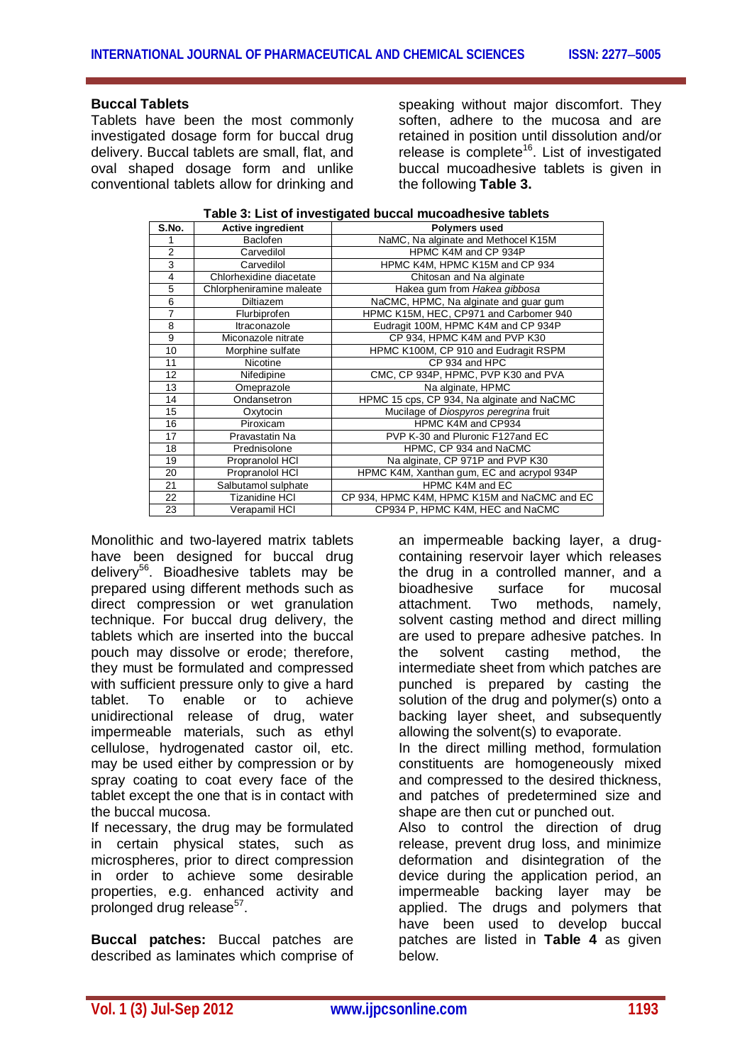### Buccal Tablets

Tablets have been the most commonly investigated dosage form for buccal drug delivery. Buccal tablets are small, flat, and oval shaped dosage form and unlike conventional tablets allow for drinking and speaking without major discomfort. They soften, adhere to the mucosa and are retained in position until dissolution and/or release is complete[16]. List of investigated buccal mucoadhesive tablets is given in the following **Table 3.**

**Table 3: List of investigated buccal mucoadhesive tablets**

| S.No. | Active ingredient | Polymers used |
|---|---|---|
| 1 | Baclofen | NaMC, Na alginate and Methocel K15M |
| 2 | Carvedilol | HPMC K4M and CP 934P |
| 3 | Carvedilol | HPMC K4M, HPMC K15M and CP 934 |
| 4 | Chlorhexidine diacetate | Chitosan and Na alginate |
| 5 | Chlorpheniramine maleate | Hakea gum from *Hakea gibbosa* |
| 6 | Diltiazem | NaCMC, HPMC, Na alginate and guar gum |
| 7 | Flurbiprofen | HPMC K15M, HEC, CP971 and Carbomer 940 |
| 8 | Itraconazole | Eudragit 100M, HPMC K4M and CP 934P |
| 9 | Miconazole nitrate | CP 934, HPMC K4M and PVP K30 |
| 10 | Morphine sulfate | HPMC K100M, CP 910 and Eudragit RSPM |
| 11 | Nicotine | CP 934 and HPC |
| 12 | Nifedipine | CMC, CP 934P, HPMC, PVP K30 and PVA |
| 13 | Omeprazole | Na alginate, HPMC |
| 14 | Ondansetron | HPMC 15 cps, CP 934, Na alginate and NaCMC |
| 15 | Oxytocin | Mucilage of *Diospyros peregrina* fruit |
| 16 | Piroxicam | HPMC K4M and CP934 |
| 17 | Pravastatin Na | PVP K-30 and Pluronic F127and EC |
| 18 | Prednisolone | HPMC, CP 934 and NaCMC |
| 19 | Propranolol HCl | Na alginate, CP 971P and PVP K30 |
| 20 | Propranolol HCl | HPMC K4M, Xanthan gum, EC and acrypol 934P |
| 21 | Salbutamol sulphate | HPMC K4M and EC |
| 22 | Tizanidine HCl | CP 934, HPMC K4M, HPMC K15M and NaCMC and EC |
| 23 | Verapamil HCl | CP934 P, HPMC K4M, HEC and NaCMC |

Monolithic and two-layered matrix tablets have been designed for buccal drug delivery[56]. Bioadhesive tablets may be prepared using different methods such as direct compression or wet granulation technique. For buccal drug delivery, the tablets which are inserted into the buccal pouch may dissolve or erode; therefore, they must be formulated and compressed with sufficient pressure only to give a hard tablet. To enable or to achieve unidirectional release of drug, water impermeable materials, such as ethyl cellulose, hydrogenated castor oil, etc. may be used either by compression or by spray coating to coat every face of the tablet except the one that is in contact with the buccal mucosa.

If necessary, the drug may be formulated in certain physical states, such as microspheres, prior to direct compression in order to achieve some desirable properties, e.g. enhanced activity and prolonged drug release[57].

**Buccal patches:** Buccal patches are described as laminates which comprise of an impermeable backing layer, a drug-containing reservoir layer which releases the drug in a controlled manner, and a bioadhesive surface for mucosal attachment. Two methods, namely, solvent casting method and direct milling are used to prepare adhesive patches. In the solvent casting method, the intermediate sheet from which patches are punched is prepared by casting the solution of the drug and polymer(s) onto a backing layer sheet, and subsequently allowing the solvent(s) to evaporate.

In the direct milling method, formulation constituents are homogeneously mixed and compressed to the desired thickness, and patches of predetermined size and shape are then cut or punched out.

Also to control the direction of drug release, prevent drug loss, and minimize deformation and disintegration of the device during the application period, an impermeable backing layer may be applied. The drugs and polymers that have been used to develop buccal patches are listed in **Table 4** as given below.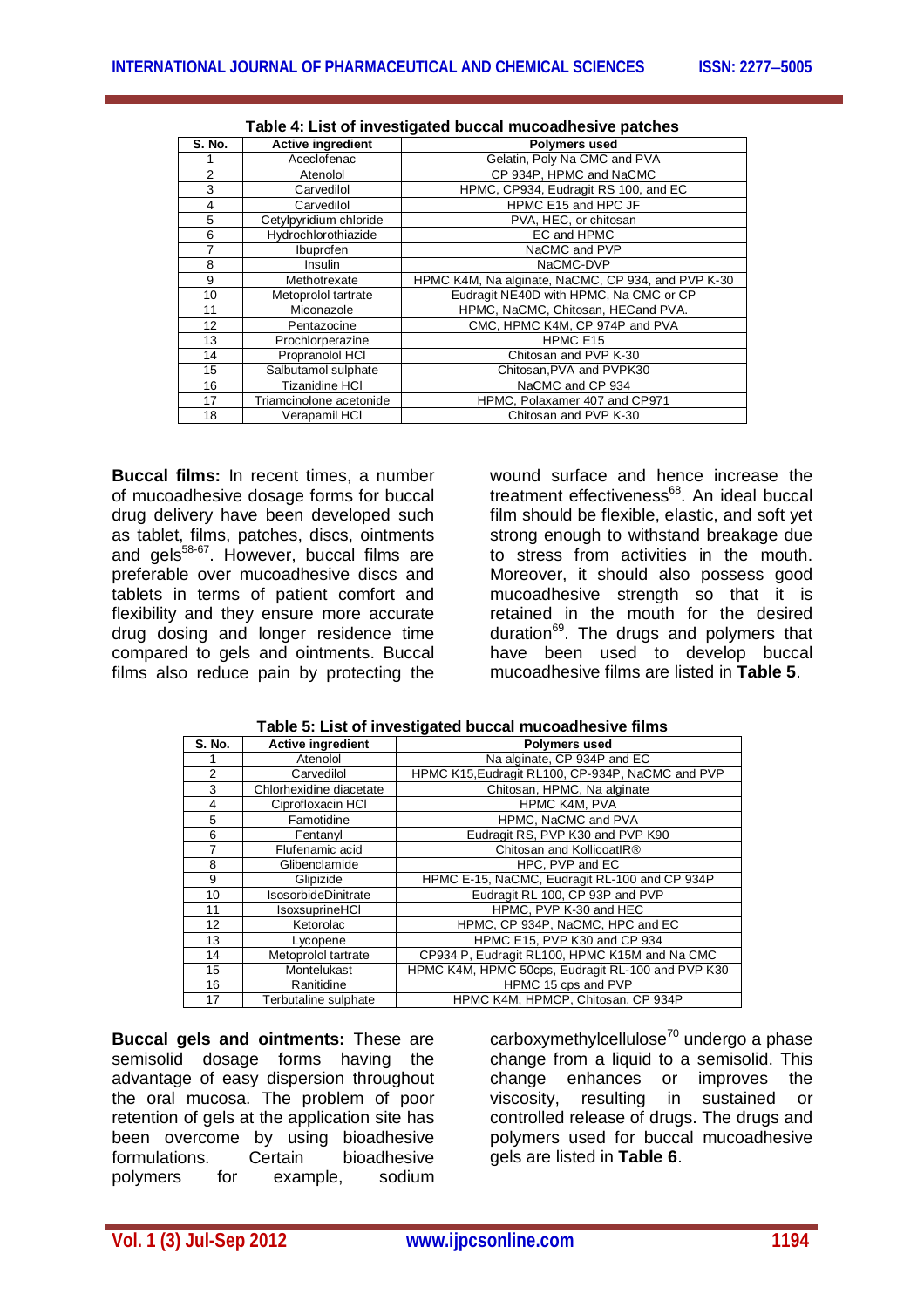**Table 4: List of investigated buccal mucoadhesive patches**

| S. No. | Active ingredient | Polymers used |
|---|---|---|
| 1 | Aceclofenac | Gelatin, Poly Na CMC and PVA |
| 2 | Atenolol | CP 934P, HPMC and NaCMC |
| 3 | Carvedilol | HPMC, CP934, Eudragit RS 100, and EC |
| 4 | Carvedilol | HPMC E15 and HPC JF |
| 5 | Cetylpyridium chloride | PVA, HEC, or chitosan |
| 6 | Hydrochlorothiazide | EC and HPMC |
| 7 | Ibuprofen | NaCMC and PVP |
| 8 | Insulin | NaCMC-DVP |
| 9 | Methotrexate | HPMC K4M, Na alginate, NaCMC, CP 934, and PVP K-30 |
| 10 | Metoprolol tartrate | Eudragit NE40D with HPMC, Na CMC or CP |
| 11 | Miconazole | HPMC, NaCMC, Chitosan, HECand PVA. |
| 12 | Pentazocine | CMC, HPMC K4M, CP 974P and PVA |
| 13 | Prochlorperazine | HPMC E15 |
| 14 | Propranolol HCl | Chitosan and PVP K-30 |
| 15 | Salbutamol sulphate | Chitosan,PVA and PVPK30 |
| 16 | Tizanidine HCl | NaCMC and CP 934 |
| 17 | Triamcinolone acetonide | HPMC, Polaxamer 407 and CP971 |
| 18 | Verapamil HCl | Chitosan and PVP K-30 |

**Buccal films:** In recent times, a number of mucoadhesive dosage forms for buccal drug delivery have been developed such as tablet, films, patches, discs, ointments and gels[58-67]. However, buccal films are preferable over mucoadhesive discs and tablets in terms of patient comfort and flexibility and they ensure more accurate drug dosing and longer residence time compared to gels and ointments. Buccal films also reduce pain by protecting the wound surface and hence increase the treatment effectiveness[68]. An ideal buccal film should be flexible, elastic, and soft yet strong enough to withstand breakage due to stress from activities in the mouth. Moreover, it should also possess good mucoadhesive strength so that it is retained in the mouth for the desired duration[69]. The drugs and polymers that have been used to develop buccal mucoadhesive films are listed in **Table 5**.

**Table 5: List of investigated buccal mucoadhesive films**

| S. No. | Active ingredient | Polymers used |
|---|---|---|
| 1 | Atenolol | Na alginate, CP 934P and EC |
| 2 | Carvedilol | HPMC K15,Eudragit RL100, CP-934P, NaCMC and PVP |
| 3 | Chlorhexidine diacetate | Chitosan, HPMC, Na alginate |
| 4 | Ciprofloxacin HCl | HPMC K4M, PVA |
| 5 | Famotidine | HPMC, NaCMC and PVA |
| 6 | Fentanyl | Eudragit RS, PVP K30 and PVP K90 |
| 7 | Flufenamic acid | Chitosan and KollicoatIR® |
| 8 | Glibenclamide | HPC, PVP and EC |
| 9 | Glipizide | HPMC E-15, NaCMC, Eudragit RL-100 and CP 934P |
| 10 | IsosorbideDinitrate | Eudragit RL 100, CP 93P and PVP |
| 11 | IsoxsuprineHCl | HPMC, PVP K-30 and HEC |
| 12 | Ketorolac | HPMC, CP 934P, NaCMC, HPC and EC |
| 13 | Lycopene | HPMC E15, PVP K30 and CP 934 |
| 14 | Metoprolol tartrate | CP934 P, Eudragit RL100, HPMC K15M and Na CMC |
| 15 | Montelukast | HPMC K4M, HPMC 50cps, Eudragit RL-100 and PVP K30 |
| 16 | Ranitidine | HPMC 15 cps and PVP |
| 17 | Terbutaline sulphate | HPMC K4M, HPMCP, Chitosan, CP 934P |

**Buccal gels and ointments:** These are semisolid dosage forms having the advantage of easy dispersion throughout the oral mucosa. The problem of poor retention of gels at the application site has been overcome by using bioadhesive formulations. Certain bioadhesive polymers for example, sodium carboxymethylcellulose[70] undergo a phase change from a liquid to a semisolid. This change enhances or improves the viscosity, resulting in sustained or controlled release of drugs. The drugs and polymers used for buccal mucoadhesive gels are listed in **Table 6**.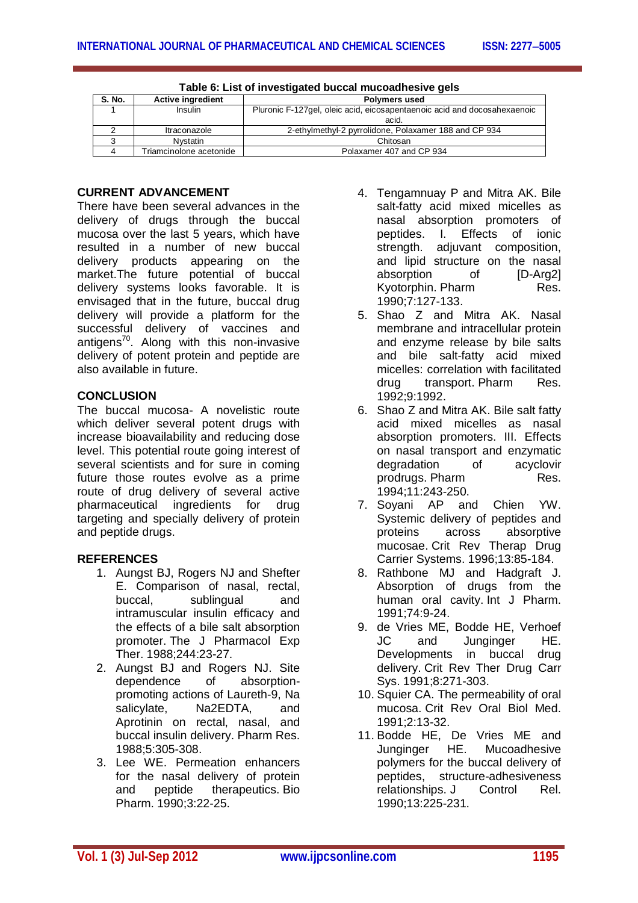**Table 6: List of investigated buccal mucoadhesive gels**

| S. No. | Active ingredient | Polymers used |
|---|---|---|
| 1 | Insulin | Pluronic F-127gel, oleic acid, eicosapentaenoic acid and docosahexaenoic acid. |
| 2 | Itraconazole | 2-ethylmethyl-2 pyrrolidone, Polaxamer 188 and CP 934 |
| 3 | Nystatin | Chitosan |
| 4 | Triamcinolone acetonide | Polaxamer 407 and CP 934 |

## CURRENT ADVANCEMENT

There have been several advances in the delivery of drugs through the buccal mucosa over the last 5 years, which have resulted in a number of new buccal delivery products appearing on the market.The future potential of buccal delivery systems looks favorable. It is envisaged that in the future, buccal drug delivery will provide a platform for the successful delivery of vaccines and antigens[70]. Along with this non-invasive delivery of potent protein and peptide are also available in future.

## CONCLUSION

The buccal mucosa- A novelistic route which deliver several potent drugs with increase bioavailability and reducing dose level. This potential route going interest of several scientists and for sure in coming future those routes evolve as a prime route of drug delivery of several active pharmaceutical ingredients for drug targeting and specially delivery of protein and peptide drugs.

## REFERENCES

1. Aungst BJ, Rogers NJ and Shefter E. Comparison of nasal, rectal, buccal, sublingual and intramuscular insulin efficacy and the effects of a bile salt absorption promoter. The J Pharmacol Exp Ther. 1988;244:23-27.
2. Aungst BJ and Rogers NJ. Site dependence of absorption-promoting actions of Laureth-9, Na salicylate, Na2EDTA, and Aprotinin on rectal, nasal, and buccal insulin delivery. Pharm Res. 1988;5:305-308.
3. Lee WE. Permeation enhancers for the nasal delivery of protein and peptide therapeutics. Bio Pharm. 1990;3:22-25.
4. Tengamnuay P and Mitra AK. Bile salt-fatty acid mixed micelles as nasal absorption promoters of peptides. I. Effects of ionic strength, adjuvant composition, and lipid structure on the nasal absorption of [D-Arg2] Kyotorphin. Pharm Res. 1990;7:127-133.
5. Shao Z and Mitra AK. Nasal membrane and intracellular protein and enzyme release by bile salts and bile salt-fatty acid mixed micelles: correlation with facilitated drug transport. Pharm Res. 1992;9:1992.
6. Shao Z and Mitra AK. Bile salt fatty acid mixed micelles as nasal absorption promoters. III. Effects on nasal transport and enzymatic degradation of acyclovir prodrugs. Pharm Res. 1994;11:243-250.
7. Soyani AP and Chien YW. Systemic delivery of peptides and proteins across absorptive mucosae. Crit Rev Therap Drug Carrier Systems. 1996;13:85-184.
8. Rathbone MJ and Hadgraft J. Absorption of drugs from the human oral cavity. Int J Pharm. 1991;74:9-24.
9. de Vries ME, Bodde HE, Verhoef JC and Junginger HE. Developments in buccal drug delivery. Crit Rev Ther Drug Carr Sys. 1991;8:271-303.
10. Squier CA. The permeability of oral mucosa. Crit Rev Oral Biol Med. 1991;2:13-32.
11. Bodde HE, De Vries ME and Junginger HE. Mucoadhesive polymers for the buccal delivery of peptides, structure-adhesiveness relationships. J Control Rel. 1990;13:225-231.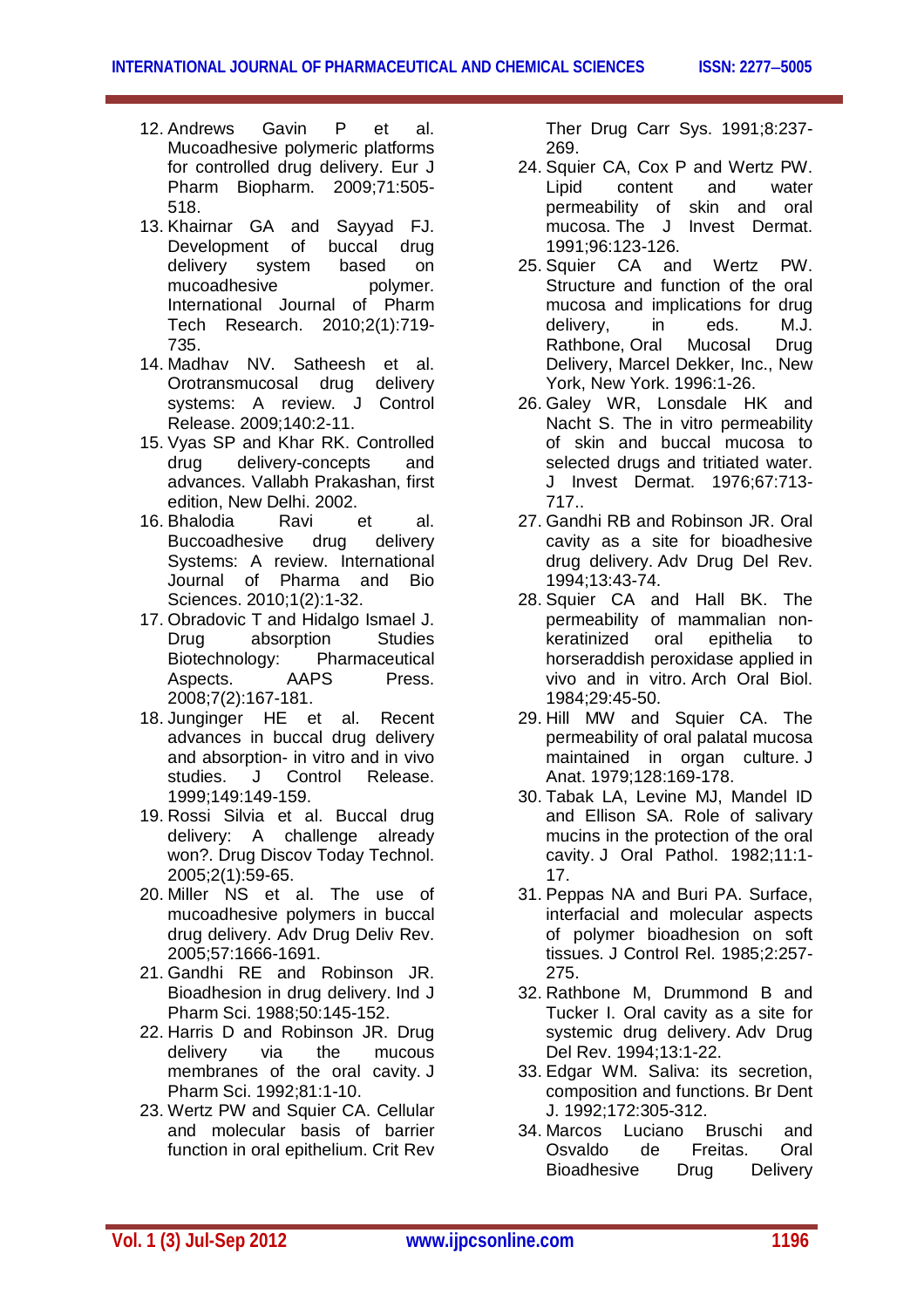12. Andrews Gavin P et al. Mucoadhesive polymeric platforms for controlled drug delivery. Eur J Pharm Biopharm. 2009;71:505-518.
13. Khairnar GA and Sayyad FJ. Development of buccal drug delivery system based on mucoadhesive polymer. International Journal of Pharm Tech Research. 2010;2(1):719-735.
14. Madhav NV. Satheesh et al. Orotransmucosal drug delivery systems: A review. J Control Release. 2009;140:2-11.
15. Vyas SP and Khar RK. Controlled drug delivery-concepts and advances. Vallabh Prakashan, first edition, New Delhi. 2002.
16. Bhalodia Ravi et al. Buccoadhesive drug delivery Systems: A review. International Journal of Pharma and Bio Sciences. 2010;1(2):1-32.
17. Obradovic T and Hidalgo Ismael J. Drug absorption Studies Biotechnology: Pharmaceutical Aspects. AAPS Press. 2008;7(2):167-181.
18. Junginger HE et al. Recent advances in buccal drug delivery and absorption- in vitro and in vivo studies. J Control Release. 1999;149:149-159.
19. Rossi Silvia et al. Buccal drug delivery: A challenge already won?. Drug Discov Today Technol. 2005;2(1):59-65.
20. Miller NS et al. The use of mucoadhesive polymers in buccal drug delivery. Adv Drug Deliv Rev. 2005;57:1666-1691.
21. Gandhi RE and Robinson JR. Bioadhesion in drug delivery. Ind J Pharm Sci. 1988;50:145-152.
22. Harris D and Robinson JR. Drug delivery via the mucous membranes of the oral cavity. J Pharm Sci. 1992;81:1-10.
23. Wertz PW and Squier CA. Cellular and molecular basis of barrier function in oral epithelium. Crit Rev Ther Drug Carr Sys. 1991;8:237-269.
24. Squier CA, Cox P and Wertz PW. Lipid content and water permeability of skin and oral mucosa. The J Invest Dermat. 1991;96:123-126.
25. Squier CA and Wertz PW. Structure and function of the oral mucosa and implications for drug delivery, in eds. M.J. Rathbone, Oral Mucosal Drug Delivery, Marcel Dekker, Inc., New York, New York. 1996:1-26.
26. Galey WR, Lonsdale HK and Nacht S. The in vitro permeability of skin and buccal mucosa to selected drugs and tritiated water. J Invest Dermat. 1976;67:713-717..
27. Gandhi RB and Robinson JR. Oral cavity as a site for bioadhesive drug delivery. Adv Drug Del Rev. 1994;13:43-74.
28. Squier CA and Hall BK. The permeability of mammalian non-keratinized oral epithelia to horseraddish peroxidase applied in vivo and in vitro. Arch Oral Biol. 1984;29:45-50.
29. Hill MW and Squier CA. The permeability of oral palatal mucosa maintained in organ culture. J Anat. 1979;128:169-178.
30. Tabak LA, Levine MJ, Mandel ID and Ellison SA. Role of salivary mucins in the protection of the oral cavity. J Oral Pathol. 1982;11:1-17.
31. Peppas NA and Buri PA. Surface, interfacial and molecular aspects of polymer bioadhesion on soft tissues. J Control Rel. 1985;2:257-275.
32. Rathbone M, Drummond B and Tucker I. Oral cavity as a site for systemic drug delivery. Adv Drug Del Rev. 1994;13:1-22.
33. Edgar WM. Saliva: its secretion, composition and functions. Br Dent J. 1992;172:305-312.
34. Marcos Luciano Bruschi and Osvaldo de Freitas. Oral Bioadhesive Drug Delivery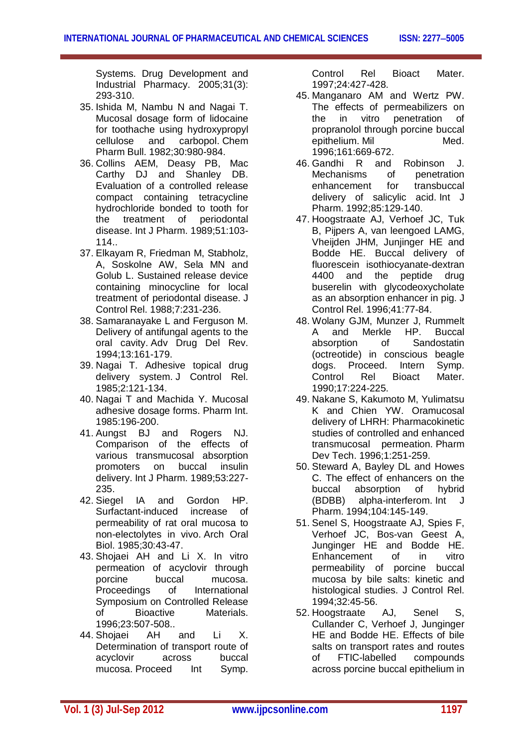Systems. Drug Development and Industrial Pharmacy. 2005;31(3): 293-310.

35. Ishida M, Nambu N and Nagai T. Mucosal dosage form of lidocaine for toothache using hydroxypropyl cellulose and carbopol. Chem Pharm Bull. 1982;30:980-984.
36. Collins AEM, Deasy PB, Mac Carthy DJ and Shanley DB. Evaluation of a controlled release compact containing tetracycline hydrochloride bonded to tooth for the treatment of periodontal disease. Int J Pharm. 1989;51:103-114..
37. Elkayam R, Friedman M, Stabholz, A, Soskolne AW, Sela MN and Golub L. Sustained release device containing minocycline for local treatment of periodontal disease. J Control Rel. 1988;7:231-236.
38. Samaranayake L and Ferguson M. Delivery of antifungal agents to the oral cavity. Adv Drug Del Rev. 1994;13:161-179.
39. Nagai T. Adhesive topical drug delivery system. J Control Rel. 1985;2:121-134.
40. Nagai T and Machida Y. Mucosal adhesive dosage forms. Pharm Int. 1985:196-200.
41. Aungst BJ and Rogers NJ. Comparison of the effects of various transmucosal absorption promoters on buccal insulin delivery. Int J Pharm. 1989;53:227-235.
42. Siegel IA and Gordon HP. Surfactant-induced increase of permeability of rat oral mucosa to non-electolytes in vivo. Arch Oral Biol. 1985;30:43-47.
43. Shojaei AH and Li X. In vitro permeation of acyclovir through porcine buccal mucosa. Proceedings of International Symposium on Controlled Release of Bioactive Materials. 1996;23:507-508..
44. Shojaei AH and Li X. Determination of transport route of acyclovir across buccal mucosa. Proceed Int Symp. Control Rel Bioact Mater. 1997;24:427-428.
45. Manganaro AM and Wertz PW. The effects of permeabilizers on the in vitro penetration of propranolol through porcine buccal epithelium. Mil Med. 1996;161:669-672.
46. Gandhi R and Robinson J. Mechanisms of penetration enhancement for transbuccal delivery of salicylic acid. Int J Pharm. 1992;85:129-140.
47. Hoogstraate AJ, Verhoef JC, Tuk B, Pijpers A, van leengoed LAMG, Vheijden JHM, Junjinger HE and Bodde HE. Buccal delivery of fluorescein isothiocyanate-dextran 4400 and the peptide drug buserelin with glycodeoxycholate as an absorption enhancer in pig. J Control Rel. 1996;41:77-84.
48. Wolany GJM, Munzer J, Rummelt A and Merkle HP. Buccal absorption of Sandostatin (octreotide) in conscious beagle dogs. Proceed. Intern Symp. Control Rel Bioact Mater. 1990;17:224-225.
49. Nakane S, Kakumoto M, Yulimatsu K and Chien YW. Oramucosal delivery of LHRH: Pharmacokinetic studies of controlled and enhanced transmucosal permeation. Pharm Dev Tech. 1996;1:251-259.
50. Steward A, Bayley DL and Howes C. The effect of enhancers on the buccal absorption of hybrid (BDBB) alpha-interferom. Int J Pharm. 1994;104:145-149.
51. Senel S, Hoogstraate AJ, Spies F, Verhoef JC, Bos-van Geest A, Junginger HE and Bodde HE. Enhancement of in vitro permeability of porcine buccal mucosa by bile salts: kinetic and histological studies. J Control Rel. 1994;32:45-56.
52. Hoogstraate AJ, Senel S, Cullander C, Verhoef J, Junginger HE and Bodde HE. Effects of bile salts on transport rates and routes of FTIC-labelled compounds across porcine buccal epithelium in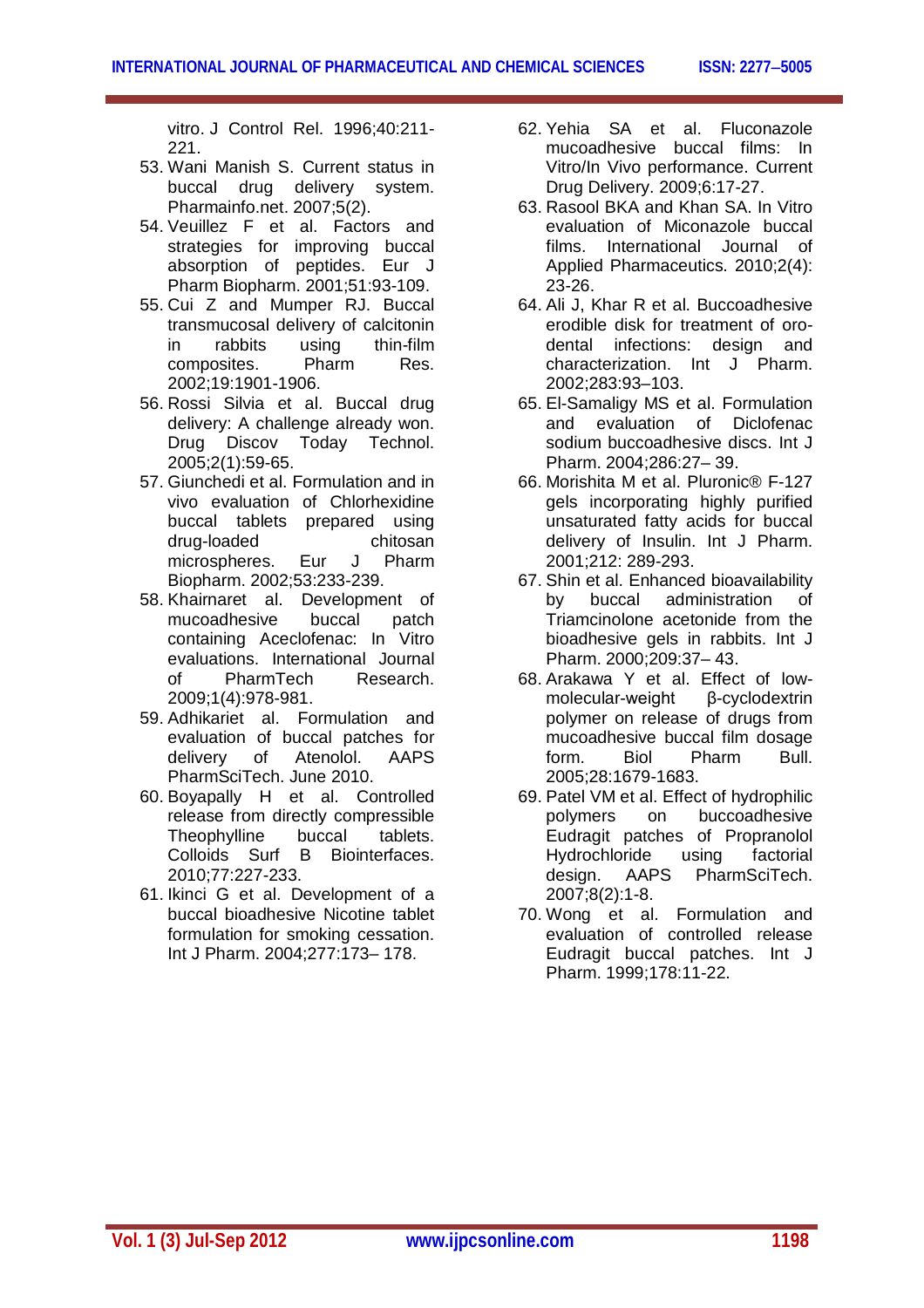vitro. J Control Rel. 1996;40:211-221.

53. Wani Manish S. Current status in buccal drug delivery system. Pharmainfo.net. 2007;5(2).
54. Veuillez F et al. Factors and strategies for improving buccal absorption of peptides. Eur J Pharm Biopharm. 2001;51:93-109.
55. Cui Z and Mumper RJ. Buccal transmucosal delivery of calcitonin in rabbits using thin-film composites. Pharm Res. 2002;19:1901-1906.
56. Rossi Silvia et al. Buccal drug delivery: A challenge already won. Drug Discov Today Technol. 2005;2(1):59-65.
57. Giunchedi et al. Formulation and in vivo evaluation of Chlorhexidine buccal tablets prepared using drug-loaded chitosan microspheres. Eur J Pharm Biopharm. 2002;53:233-239.
58. Khairnaret al. Development of mucoadhesive buccal patch containing Aceclofenac: In Vitro evaluations. International Journal of PharmTech Research. 2009;1(4):978-981.
59. Adhikariet al. Formulation and evaluation of buccal patches for delivery of Atenolol. AAPS PharmSciTech. June 2010.
60. Boyapally H et al. Controlled release from directly compressible Theophylline buccal tablets. Colloids Surf B Biointerfaces. 2010;77:227-233.
61. Ikinci G et al. Development of a buccal bioadhesive Nicotine tablet formulation for smoking cessation. Int J Pharm. 2004;277:173– 178.
62. Yehia SA et al. Fluconazole mucoadhesive buccal films: In Vitro/In Vivo performance. Current Drug Delivery. 2009;6:17-27.
63. Rasool BKA and Khan SA. In Vitro evaluation of Miconazole buccal films. International Journal of Applied Pharmaceutics. 2010;2(4): 23-26.
64. Ali J, Khar R et al. Buccoadhesive erodible disk for treatment of oro-dental infections: design and characterization. Int J Pharm. 2002;283:93–103.
65. El-Samaligy MS et al. Formulation and evaluation of Diclofenac sodium buccoadhesive discs. Int J Pharm. 2004;286:27– 39.
66. Morishita M et al. Pluronic® F-127 gels incorporating highly purified unsaturated fatty acids for buccal delivery of Insulin. Int J Pharm. 2001;212: 289-293.
67. Shin et al. Enhanced bioavailability by buccal administration of Triamcinolone acetonide from the bioadhesive gels in rabbits. Int J Pharm. 2000;209:37– 43.
68. Arakawa Y et al. Effect of low-molecular-weight β-cyclodextrin polymer on release of drugs from mucoadhesive buccal film dosage form. Biol Pharm Bull. 2005;28:1679-1683.
69. Patel VM et al. Effect of hydrophilic polymers on buccoadhesive Eudragit patches of Propranolol Hydrochloride using factorial design. AAPS PharmSciTech. 2007;8(2):1-8.
70. Wong et al. Formulation and evaluation of controlled release Eudragit buccal patches. Int J Pharm. 1999;178:11-22.